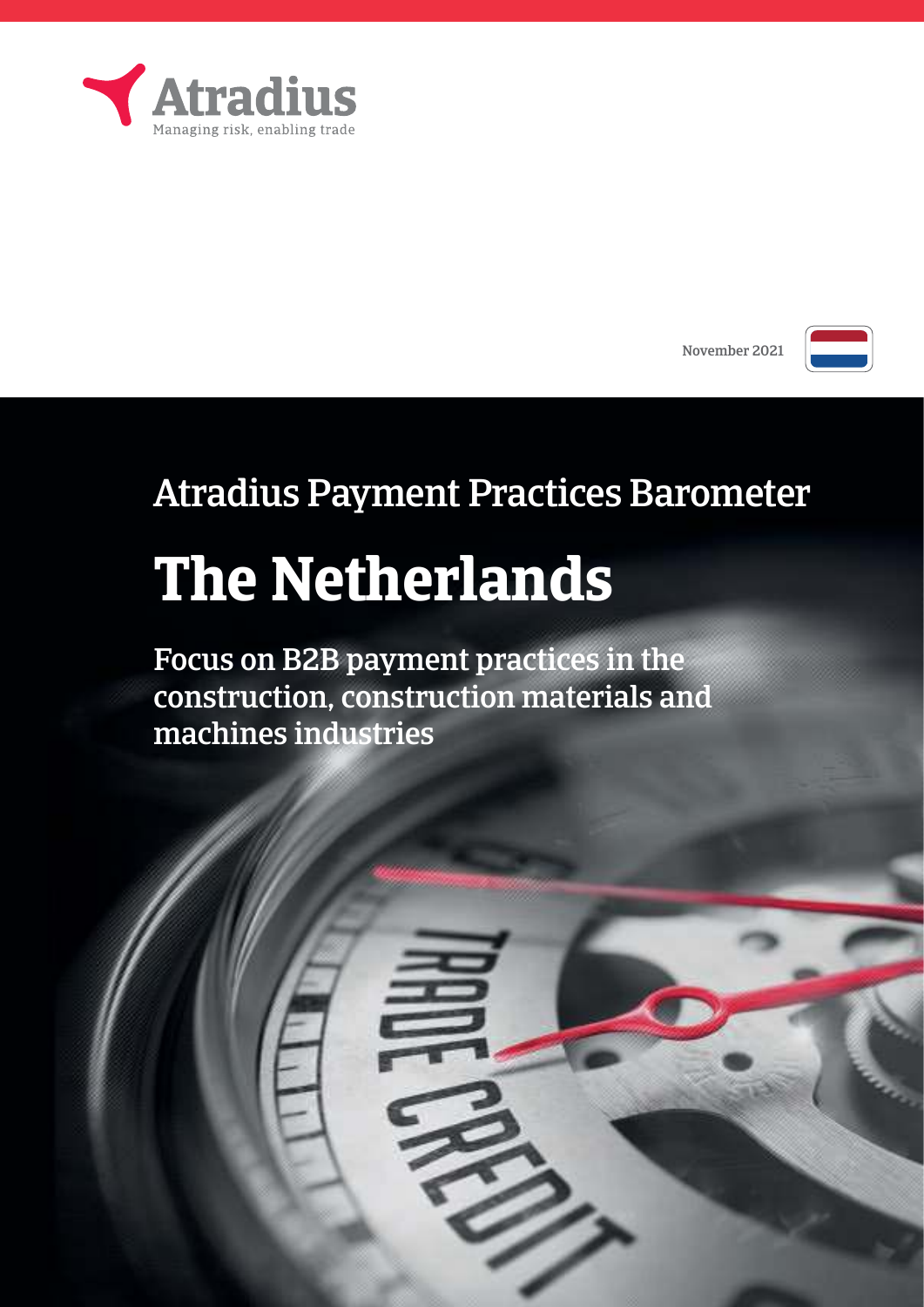Atradius

Managing risk, enabling trade

November 2021

Atradius Payment Practices Barometer

# The Netherlands

## Focus on B2B payment practices in the construction, construction materials and machines industries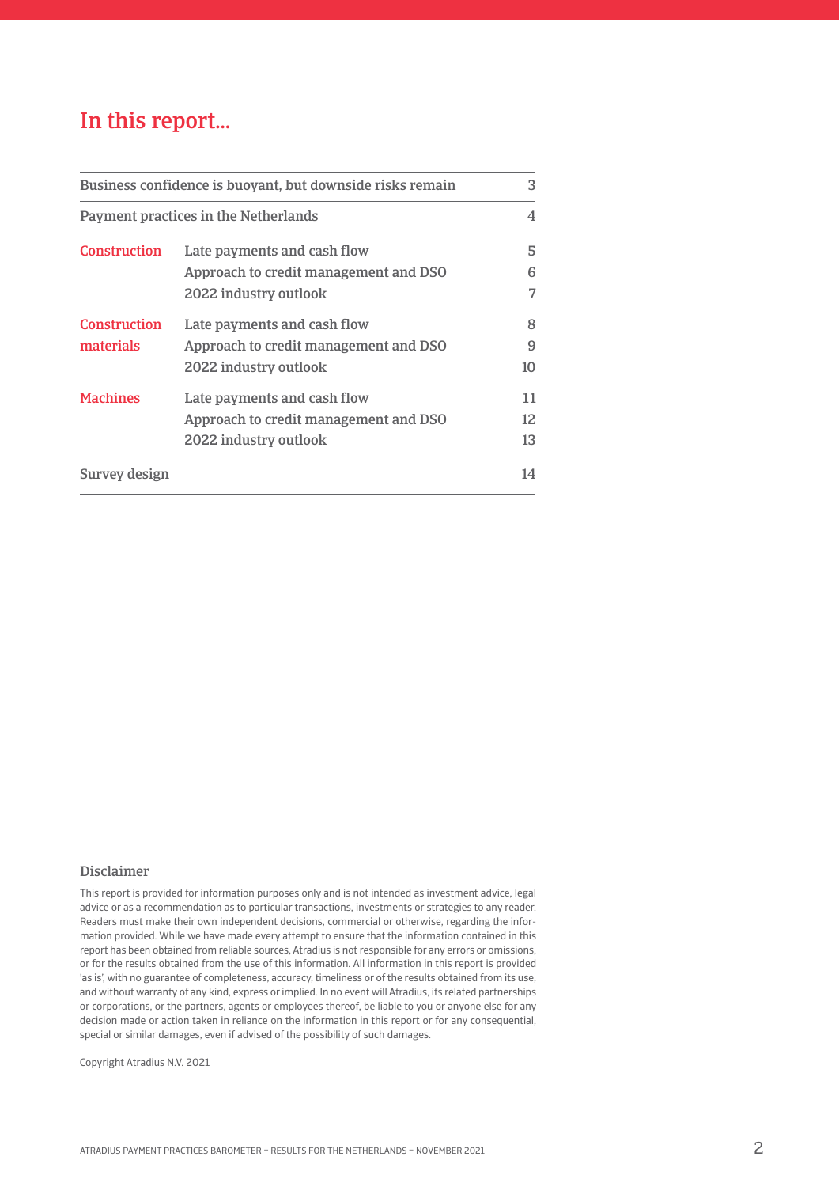# In this report...

| | | |
|---|---|---|
| Business confidence is buoyant, but downside risks remain | | 3 |
| Payment practices in the Netherlands | | 4 |
| Construction | Late payments and cash flow | 5 |
| | Approach to credit management and DSO | 6 |
| | 2022 industry outlook | 7 |
| Construction materials | Late payments and cash flow | 8 |
| | Approach to credit management and DSO | 9 |
| | 2022 industry outlook | 10 |
| Machines | Late payments and cash flow | 11 |
| | Approach to credit management and DSO | 12 |
| | 2022 industry outlook | 13 |
| Survey design | | 14 |

## Disclaimer

This report is provided for information purposes only and is not intended as investment advice, legal advice or as a recommendation as to particular transactions, investments or strategies to any reader. Readers must make their own independent decisions, commercial or otherwise, regarding the information provided. While we have made every attempt to ensure that the information contained in this report has been obtained from reliable sources, Atradius is not responsible for any errors or omissions, or for the results obtained from the use of this information. All information in this report is provided 'as is', with no guarantee of completeness, accuracy, timeliness or of the results obtained from its use, and without warranty of any kind, express or implied. In no event will Atradius, its related partnerships or corporations, or the partners, agents or employees thereof, be liable to you or anyone else for any decision made or action taken in reliance on the information in this report or for any consequential, special or similar damages, even if advised of the possibility of such damages.

Copyright Atradius N.V. 2021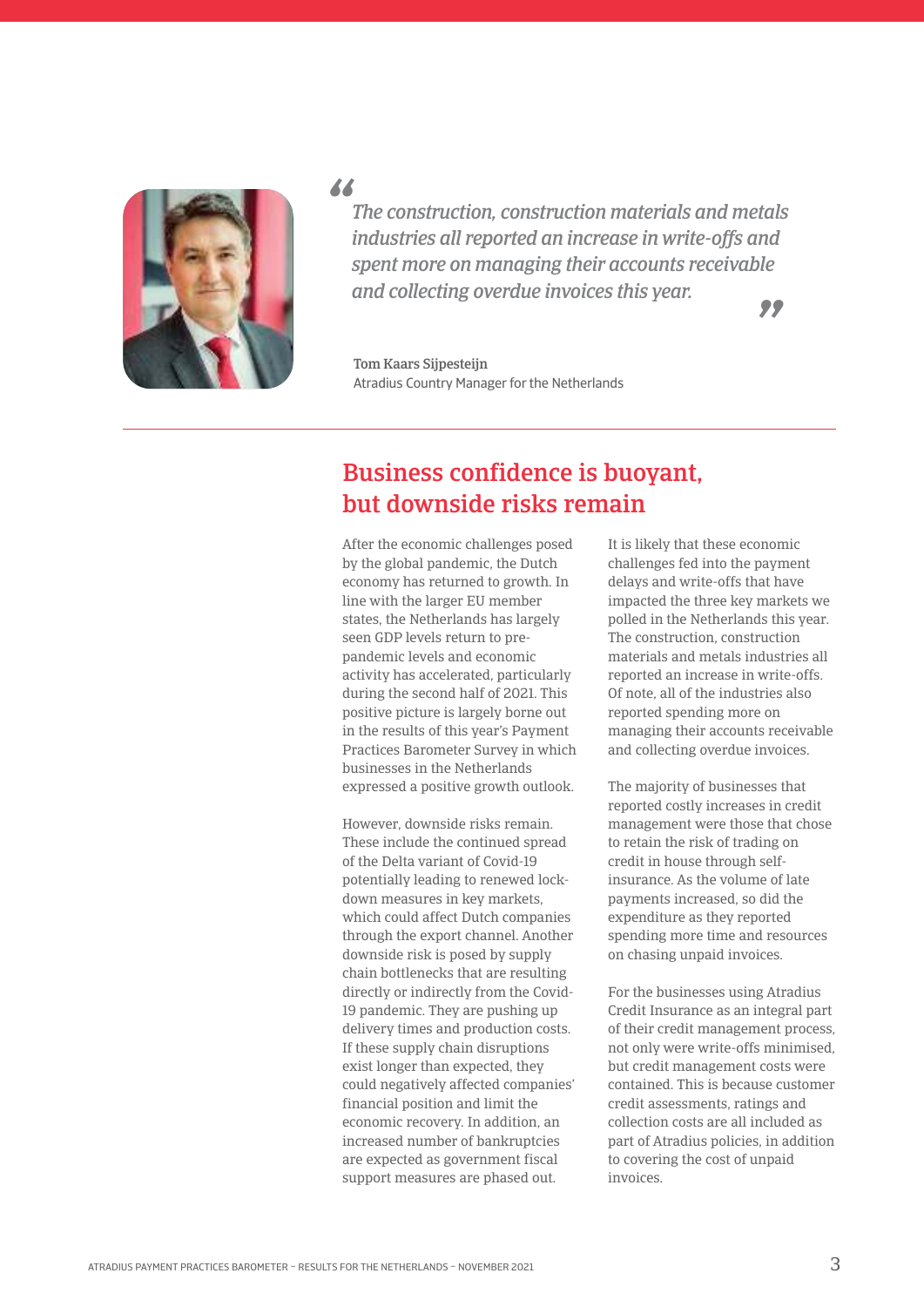> *The construction, construction materials and metals industries all reported an increase in write-offs and spent more on managing their accounts receivable and collecting overdue invoices this year.*

**Tom Kaars Sijpesteijn**
Atradius Country Manager for the Netherlands

## Business confidence is buoyant, but downside risks remain

After the economic challenges posed by the global pandemic, the Dutch economy has returned to growth. In line with the larger EU member states, the Netherlands has largely seen GDP levels return to pre-pandemic levels and economic activity has accelerated, particularly during the second half of 2021. This positive picture is largely borne out in the results of this year's Payment Practices Barometer Survey in which businesses in the Netherlands expressed a positive growth outlook.

However, downside risks remain. These include the continued spread of the Delta variant of Covid-19 potentially leading to renewed lock-down measures in key markets, which could affect Dutch companies through the export channel. Another downside risk is posed by supply chain bottlenecks that are resulting directly or indirectly from the Covid-19 pandemic. They are pushing up delivery times and production costs. If these supply chain disruptions exist longer than expected, they could negatively affected companies' financial position and limit the economic recovery. In addition, an increased number of bankruptcies are expected as government fiscal support measures are phased out.

It is likely that these economic challenges fed into the payment delays and write-offs that have impacted the three key markets we polled in the Netherlands this year. The construction, construction materials and metals industries all reported an increase in write-offs. Of note, all of the industries also reported spending more on managing their accounts receivable and collecting overdue invoices.

The majority of businesses that reported costly increases in credit management were those that chose to retain the risk of trading on credit in house through self-insurance. As the volume of late payments increased, so did the expenditure as they reported spending more time and resources on chasing unpaid invoices.

For the businesses using Atradius Credit Insurance as an integral part of their credit management process, not only were write-offs minimised, but credit management costs were contained. This is because customer credit assessments, ratings and collection costs are all included as part of Atradius policies, in addition to covering the cost of unpaid invoices.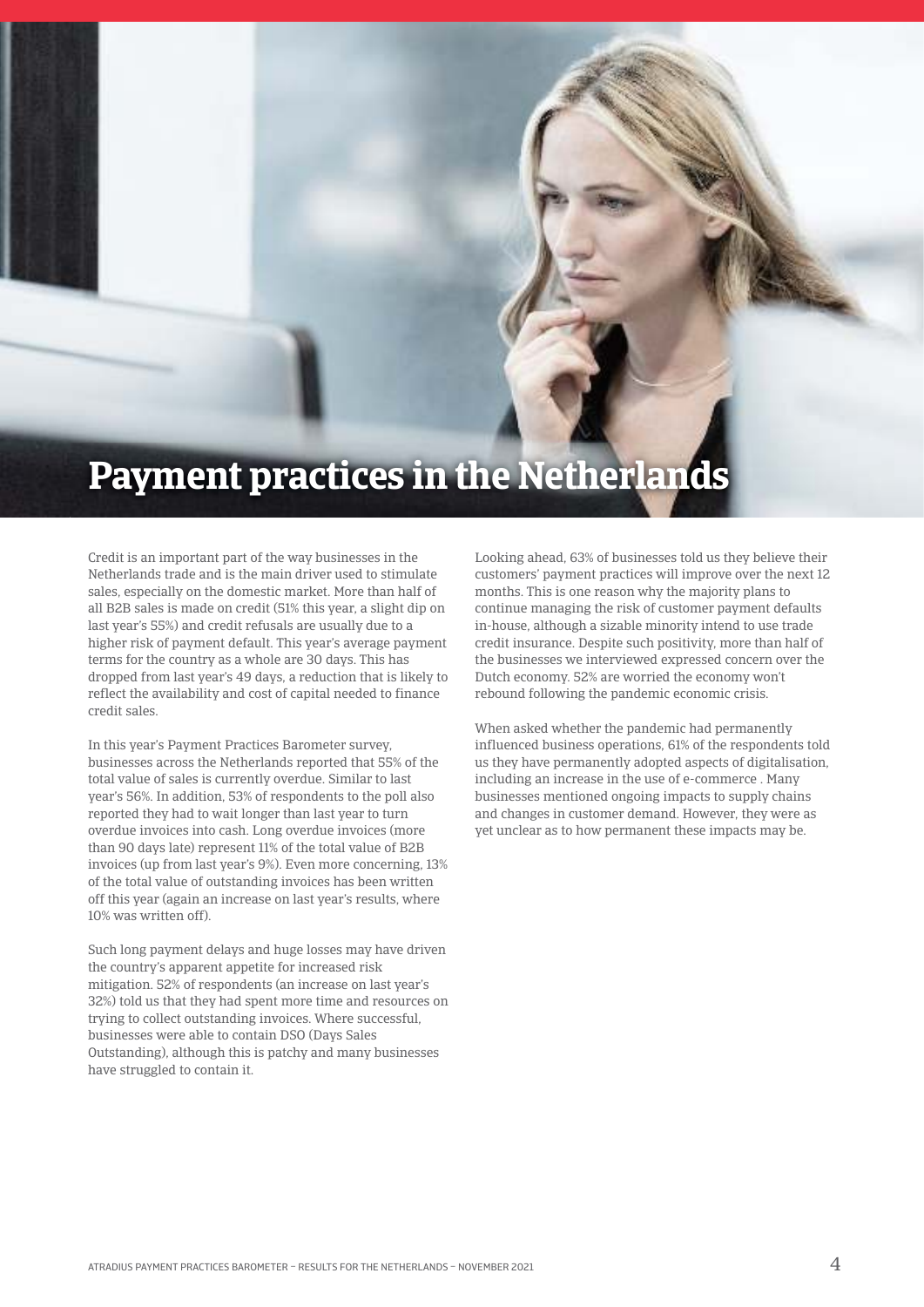# Payment practices in the Netherlands

Credit is an important part of the way businesses in the Netherlands trade and is the main driver used to stimulate sales, especially on the domestic market. More than half of all B2B sales is made on credit (51% this year, a slight dip on last year's 55%) and credit refusals are usually due to a higher risk of payment default. This year's average payment terms for the country as a whole are 30 days. This has dropped from last year's 49 days, a reduction that is likely to reflect the availability and cost of capital needed to finance credit sales.

In this year's Payment Practices Barometer survey, businesses across the Netherlands reported that 55% of the total value of sales is currently overdue. Similar to last year's 56%. In addition, 53% of respondents to the poll also reported they had to wait longer than last year to turn overdue invoices into cash. Long overdue invoices (more than 90 days late) represent 11% of the total value of B2B invoices (up from last year's 9%). Even more concerning, 13% of the total value of outstanding invoices has been written off this year (again an increase on last year's results, where 10% was written off).

Such long payment delays and huge losses may have driven the country's apparent appetite for increased risk mitigation. 52% of respondents (an increase on last year's 32%) told us that they had spent more time and resources on trying to collect outstanding invoices. Where successful, businesses were able to contain DSO (Days Sales Outstanding), although this is patchy and many businesses have struggled to contain it.

Looking ahead, 63% of businesses told us they believe their customers' payment practices will improve over the next 12 months. This is one reason why the majority plans to continue managing the risk of customer payment defaults in-house, although a sizable minority intend to use trade credit insurance. Despite such positivity, more than half of the businesses we interviewed expressed concern over the Dutch economy. 52% are worried the economy won't rebound following the pandemic economic crisis.

When asked whether the pandemic had permanently influenced business operations, 61% of the respondents told us they have permanently adopted aspects of digitalisation, including an increase in the use of e-commerce . Many businesses mentioned ongoing impacts to supply chains and changes in customer demand. However, they were as yet unclear as to how permanent these impacts may be.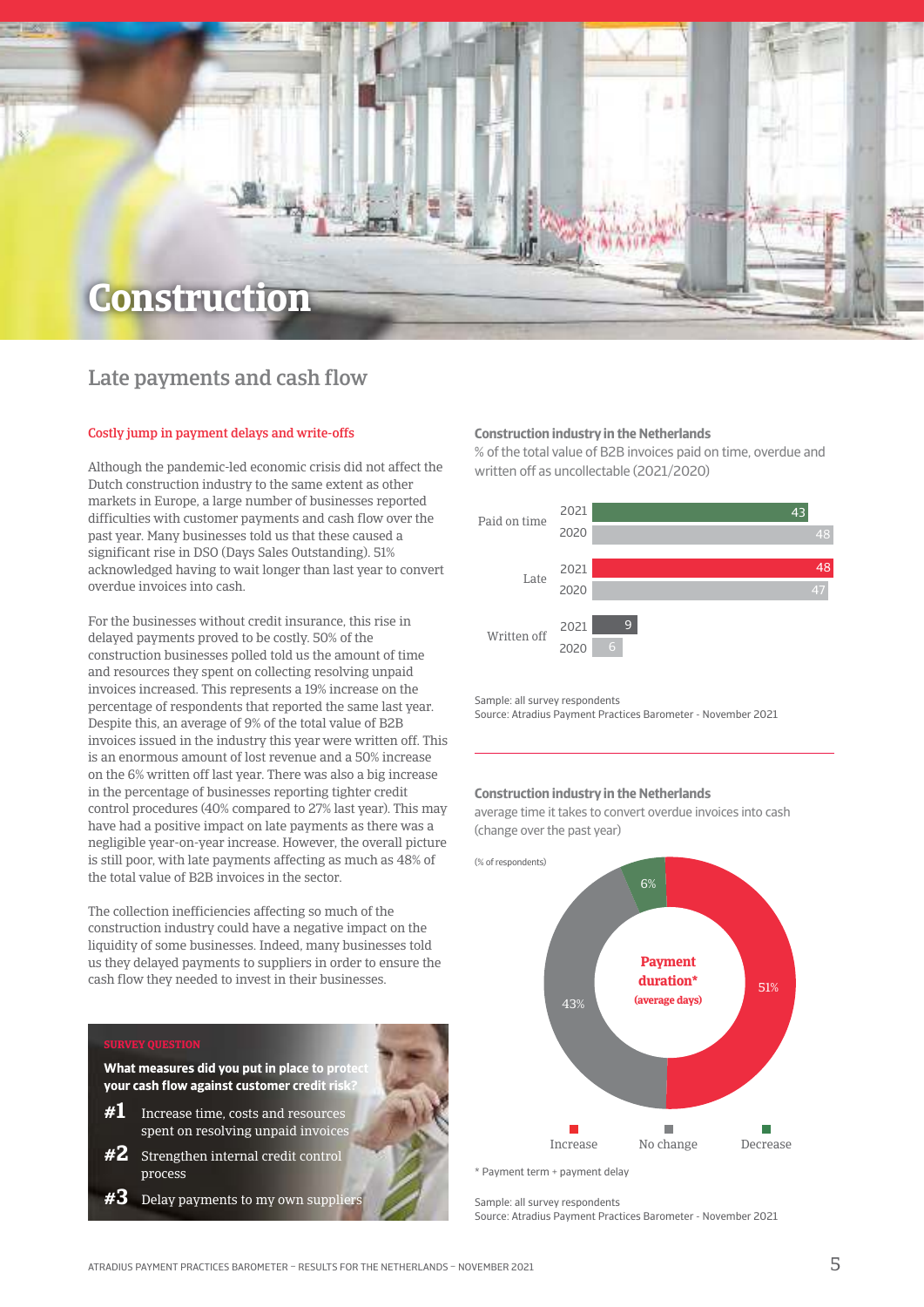# Construction

## Late payments and cash flow

### Costly jump in payment delays and write-offs

Although the pandemic-led economic crisis did not affect the Dutch construction industry to the same extent as other markets in Europe, a large number of businesses reported difficulties with customer payments and cash flow over the past year. Many businesses told us that these caused a significant rise in DSO (Days Sales Outstanding). 51% acknowledged having to wait longer than last year to convert overdue invoices into cash.

For the businesses without credit insurance, this rise in delayed payments proved to be costly. 50% of the construction businesses polled told us the amount of time and resources they spent on collecting resolving unpaid invoices increased. This represents a 19% increase on the percentage of respondents that reported the same last year. Despite this, an average of 9% of the total value of B2B invoices issued in the industry this year were written off. This is an enormous amount of lost revenue and a 50% increase on the 6% written off last year. There was also a big increase in the percentage of businesses reporting tighter credit control procedures (40% compared to 27% last year). This may have had a positive impact on late payments as there was a negligible year-on-year increase. However, the overall picture is still poor, with late payments affecting as much as 48% of the total value of B2B invoices in the sector.

The collection inefficiencies affecting so much of the construction industry could have a negative impact on the liquidity of some businesses. Indeed, many businesses told us they delayed payments to suppliers in order to ensure the cash flow they needed to invest in their businesses.

**SURVEY QUESTION**

**What measures did you put in place to protect your cash flow against customer credit risk?**

**#1** Increase time, costs and resources spent on resolving unpaid invoices

**#2** Strengthen internal credit control process

**#3** Delay payments to my own suppliers

**Construction industry in the Netherlands**

% of the total value of B2B invoices paid on time, overdue and written off as uncollectable (2021/2020)

| | 2021 | 2020 |
|---|---|---|
| Paid on time | 43 | 48 |
| Late | 48 | 47 |
| Written off | 9 | 6 |

Sample: all survey respondents
Source: Atradius Payment Practices Barometer - November 2021

**Construction industry in the Netherlands**

average time it takes to convert overdue invoices into cash (change over the past year)

(% of respondents)

Payment duration* (average days)

| Increase | No change | Decrease |
|---|---|---|
| 51% | 43% | 6% |

* Payment term + payment delay

Sample: all survey respondents
Source: Atradius Payment Practices Barometer - November 2021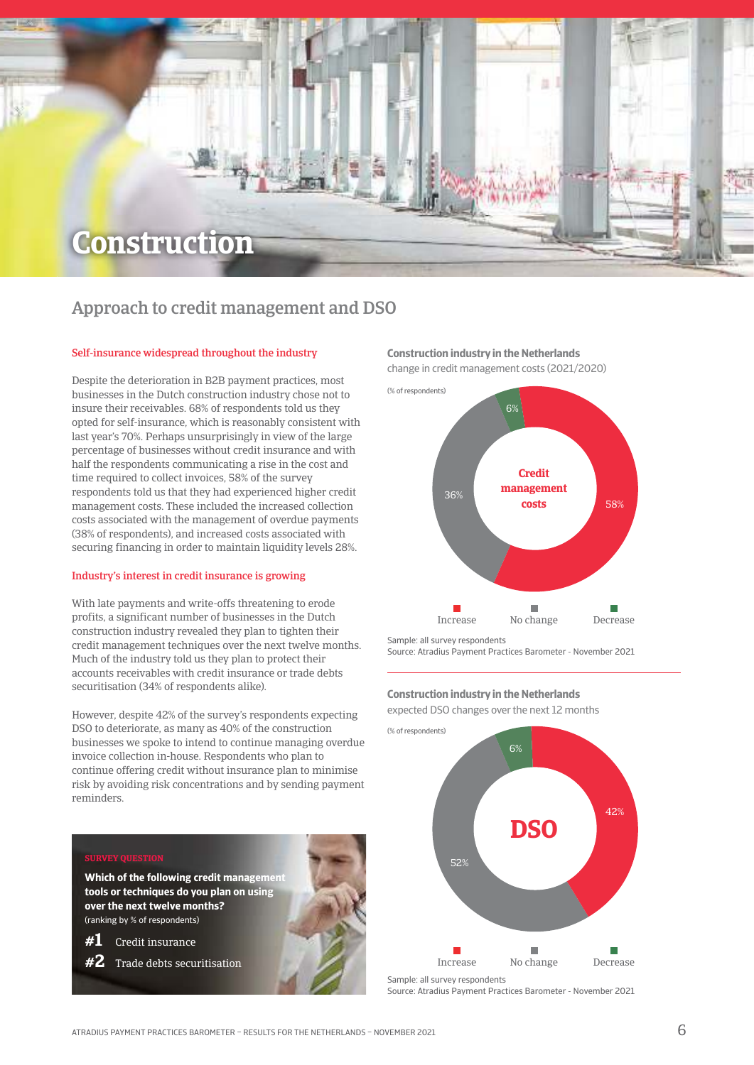# Construction

## Approach to credit management and DSO

### Self-insurance widespread throughout the industry

Despite the deterioration in B2B payment practices, most businesses in the Dutch construction industry chose not to insure their receivables. 68% of respondents told us they opted for self-insurance, which is reasonably consistent with last year's 70%. Perhaps unsurprisingly in view of the large percentage of businesses without credit insurance and with half the respondents communicating a rise in the cost and time required to collect invoices, 58% of the survey respondents told us that they had experienced higher credit management costs. These included the increased collection costs associated with the management of overdue payments (38% of respondents), and increased costs associated with securing financing in order to maintain liquidity levels 28%.

### Industry's interest in credit insurance is growing

With late payments and write-offs threatening to erode profits, a significant number of businesses in the Dutch construction industry revealed they plan to tighten their credit management techniques over the next twelve months. Much of the industry told us they plan to protect their accounts receivables with credit insurance or trade debts securitisation (34% of respondents alike).

However, despite 42% of the survey's respondents expecting DSO to deteriorate, as many as 40% of the construction businesses we spoke to intend to continue managing overdue invoice collection in-house. Respondents who plan to continue offering credit without insurance plan to minimise risk by avoiding risk concentrations and by sending payment reminders.

**SURVEY QUESTION**

**Which of the following credit management tools or techniques do you plan on using over the next twelve months?**
(ranking by % of respondents)

**#1** Credit insurance
**#2** Trade debts securitisation

**Construction industry in the Netherlands**
change in credit management costs (2021/2020)

(% of respondents)

Credit management costs

| Increase | No change | Decrease |
|---|---|---|
| 58% | 36% | 6% |

Sample: all survey respondents
Source: Atradius Payment Practices Barometer - November 2021

**Construction industry in the Netherlands**
expected DSO changes over the next 12 months

(% of respondents)

DSO

| Increase | No change | Decrease |
|---|---|---|
| 42% | 52% | 6% |

Sample: all survey respondents
Source: Atradius Payment Practices Barometer - November 2021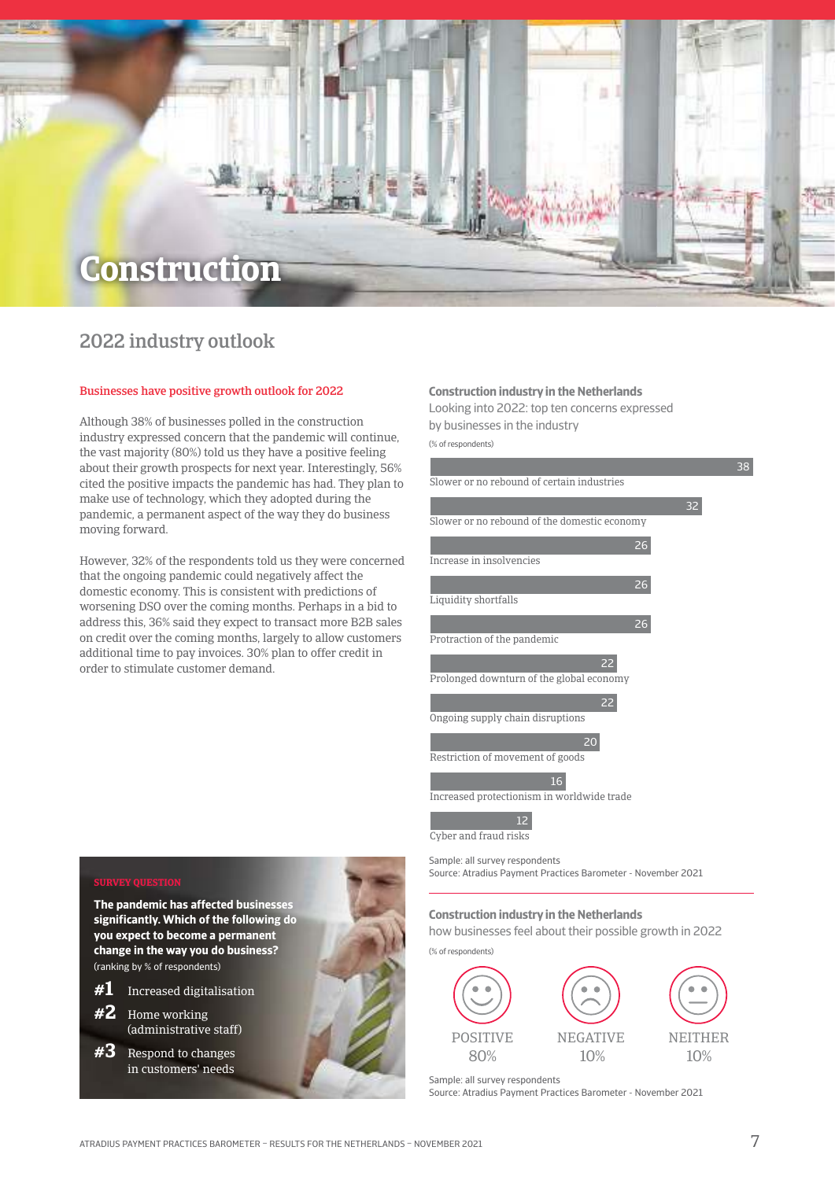# Construction

## 2022 industry outlook

### Businesses have positive growth outlook for 2022

Although 38% of businesses polled in the construction industry expressed concern that the pandemic will continue, the vast majority (80%) told us they have a positive feeling about their growth prospects for next year. Interestingly, 56% cited the positive impacts the pandemic has had. They plan to make use of technology, which they adopted during the pandemic, a permanent aspect of the way they do business moving forward.

However, 32% of the respondents told us they were concerned that the ongoing pandemic could negatively affect the domestic economy. This is consistent with predictions of worsening DSO over the coming months. Perhaps in a bid to address this, 36% said they expect to transact more B2B sales on credit over the coming months, largely to allow customers additional time to pay invoices. 30% plan to offer credit in order to stimulate customer demand.

**SURVEY QUESTION**

**The pandemic has affected businesses significantly. Which of the following do you expect to become a permanent change in the way you do business?**
(ranking by % of respondents)

**#1** Increased digitalisation

**#2** Home working (administrative staff)

**#3** Respond to changes in customers' needs

**Construction industry in the Netherlands**
Looking into 2022: top ten concerns expressed by businesses in the industry
(% of respondents)

| Concern | % |
| --- | --- |
| Slower or no rebound of certain industries | 38 |
| Slower or no rebound of the domestic economy | 32 |
| Increase in insolvencies | 26 |
| Liquidity shortfalls | 26 |
| Protraction of the pandemic | 26 |
| Prolonged downturn of the global economy | 22 |
| Ongoing supply chain disruptions | 22 |
| Restriction of movement of goods | 20 |
| Increased protectionism in worldwide trade | 16 |
| Cyber and fraud risks | 12 |

Sample: all survey respondents
Source: Atradius Payment Practices Barometer - November 2021

**Construction industry in the Netherlands**
how businesses feel about their possible growth in 2022
(% of respondents)

| POSITIVE | NEGATIVE | NEITHER |
| --- | --- | --- |
| 80% | 10% | 10% |

Sample: all survey respondents
Source: Atradius Payment Practices Barometer - November 2021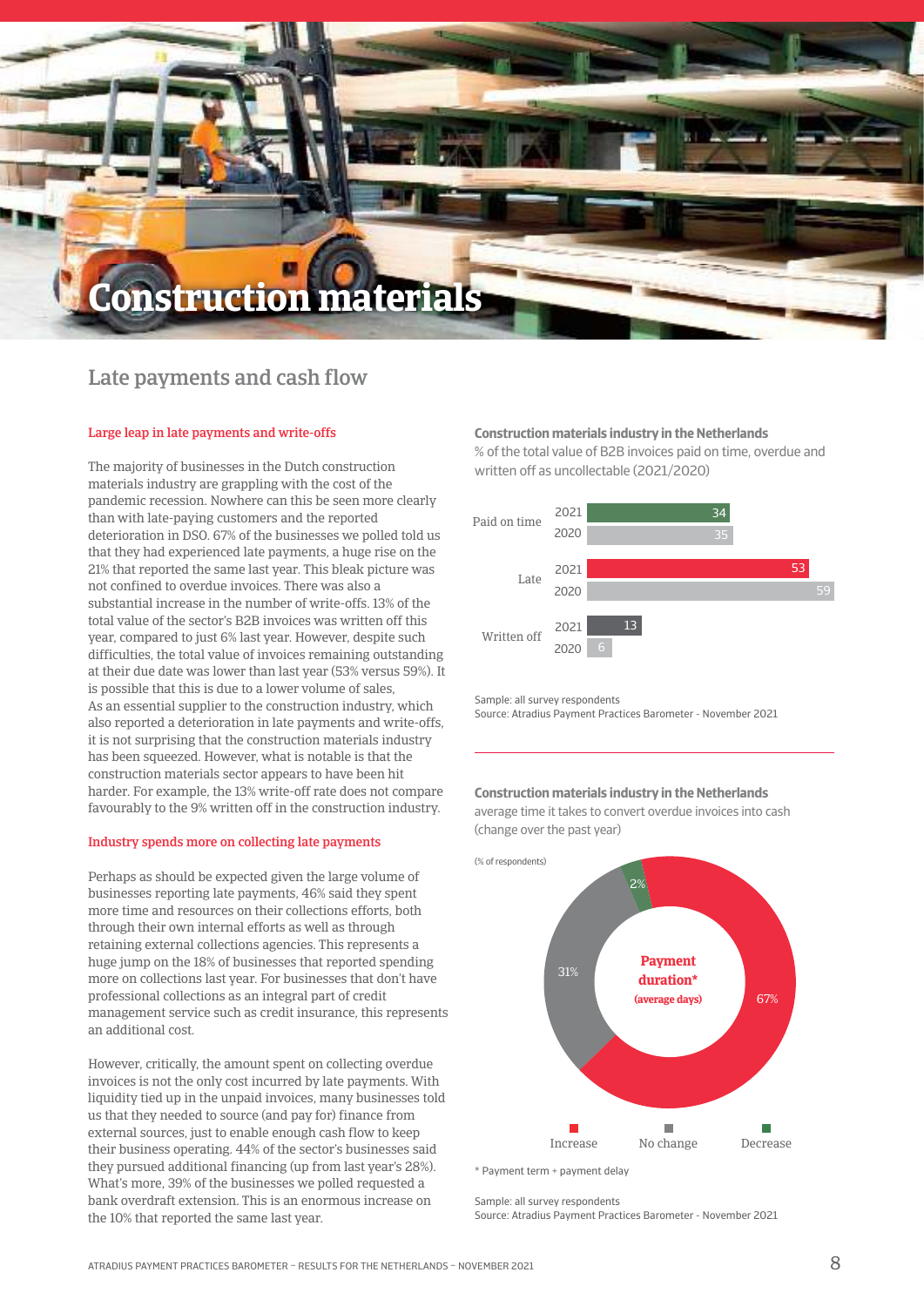# Construction materials

## Late payments and cash flow

### Large leap in late payments and write-offs

The majority of businesses in the Dutch construction materials industry are grappling with the cost of the pandemic recession. Nowhere can this be seen more clearly than with late-paying customers and the reported deterioration in DSO. 67% of the businesses we polled told us that they had experienced late payments, a huge rise on the 21% that reported the same last year. This bleak picture was not confined to overdue invoices. There was also a substantial increase in the number of write-offs. 13% of the total value of the sector's B2B invoices was written off this year, compared to just 6% last year. However, despite such difficulties, the total value of invoices remaining outstanding at their due date was lower than last year (53% versus 59%). It is possible that this is due to a lower volume of sales. As an essential supplier to the construction industry, which also reported a deterioration in late payments and write-offs, it is not surprising that the construction materials industry has been squeezed. However, what is notable is that the construction materials sector appears to have been hit harder. For example, the 13% write-off rate does not compare favourably to the 9% written off in the construction industry.

### Industry spends more on collecting late payments

Perhaps as should be expected given the large volume of businesses reporting late payments, 46% said they spent more time and resources on their collections efforts, both through their own internal efforts as well as through retaining external collections agencies. This represents a huge jump on the 18% of businesses that reported spending more on collections last year. For businesses that don't have professional collections as an integral part of credit management service such as credit insurance, this represents an additional cost.

However, critically, the amount spent on collecting overdue invoices is not the only cost incurred by late payments. With liquidity tied up in the unpaid invoices, many businesses told us that they needed to source (and pay for) finance from external sources, just to enable enough cash flow to keep their business operating. 44% of the sector's businesses said they pursued additional financing (up from last year's 28%). What's more, 39% of the businesses we polled requested a bank overdraft extension. This is an enormous increase on the 10% that reported the same last year.

**Construction materials industry in the Netherlands**
% of the total value of B2B invoices paid on time, overdue and written off as uncollectable (2021/2020)

| | 2021 | 2020 |
|---|---|---|
| Paid on time | 34 | 35 |
| Late | 53 | 59 |
| Written off | 13 | 6 |

Sample: all survey respondents
Source: Atradius Payment Practices Barometer - November 2021

**Construction materials industry in the Netherlands**
average time it takes to convert overdue invoices into cash (change over the past year)

(% of respondents)

Payment duration* (average days)

| | % of respondents |
|---|---|
| Increase | 67% |
| No change | 31% |
| Decrease | 2% |

\* Payment term + payment delay

Sample: all survey respondents
Source: Atradius Payment Practices Barometer - November 2021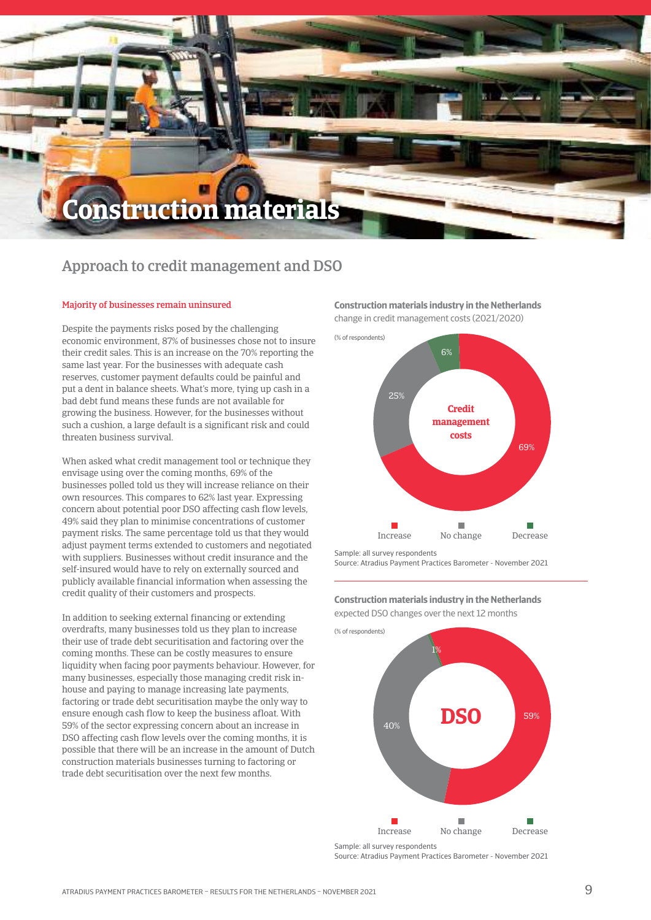# Construction materials

## Approach to credit management and DSO

### Majority of businesses remain uninsured

Despite the payments risks posed by the challenging economic environment, 87% of businesses chose not to insure their credit sales. This is an increase on the 70% reporting the same last year. For the businesses with adequate cash reserves, customer payment defaults could be painful and put a dent in balance sheets. What's more, tying up cash in a bad debt fund means these funds are not available for growing the business. However, for the businesses without such a cushion, a large default is a significant risk and could threaten business survival.

When asked what credit management tool or technique they envisage using over the coming months, 69% of the businesses polled told us they will increase reliance on their own resources. This compares to 62% last year. Expressing concern about potential poor DSO affecting cash flow levels, 49% said they plan to minimise concentrations of customer payment risks. The same percentage told us that they would adjust payment terms extended to customers and negotiated with suppliers. Businesses without credit insurance and the self-insured would have to rely on externally sourced and publicly available financial information when assessing the credit quality of their customers and prospects.

In addition to seeking external financing or extending overdrafts, many businesses told us they plan to increase their use of trade debt securitisation and factoring over the coming months. These can be costly measures to ensure liquidity when facing poor payments behaviour. However, for many businesses, especially those managing credit risk in-house and paying to manage increasing late payments, factoring or trade debt securitisation maybe the only way to ensure enough cash flow to keep the business afloat. With 59% of the sector expressing concern about an increase in DSO affecting cash flow levels over the coming months, it is possible that there will be an increase in the amount of Dutch construction materials businesses turning to factoring or trade debt securitisation over the next few months.

**Construction materials industry in the Netherlands**
change in credit management costs (2021/2020)

(% of respondents)

| Credit management costs | % |
|---|---|
| Increase | 69% |
| No change | 25% |
| Decrease | 6% |

Sample: all survey respondents
Source: Atradius Payment Practices Barometer - November 2021

**Construction materials industry in the Netherlands**
expected DSO changes over the next 12 months

(% of respondents)

| DSO | % |
|---|---|
| Increase | 59% |
| No change | 40% |
| Decrease | 1% |

Sample: all survey respondents
Source: Atradius Payment Practices Barometer - November 2021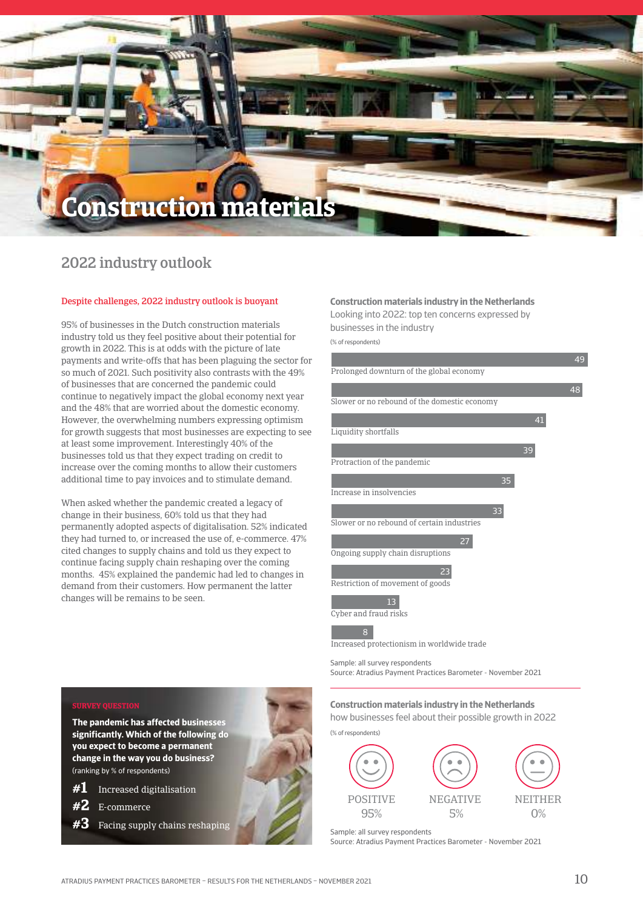# Construction materials

## 2022 industry outlook

**Despite challenges, 2022 industry outlook is buoyant**

95% of businesses in the Dutch construction materials industry told us they feel positive about their potential for growth in 2022. This is at odds with the picture of late payments and write-offs that has been plaguing the sector for so much of 2021. Such positivity also contrasts with the 49% of businesses that are concerned the pandemic could continue to negatively impact the global economy next year and the 48% that are worried about the domestic economy. However, the overwhelming numbers expressing optimism for growth suggests that most businesses are expecting to see at least some improvement. Interestingly 40% of the businesses told us that they expect trading on credit to increase over the coming months to allow their customers additional time to pay invoices and to stimulate demand.

When asked whether the pandemic created a legacy of change in their business, 60% told us that they had permanently adopted aspects of digitalisation. 52% indicated they had turned to, or increased the use of, e-commerce. 47% cited changes to supply chains and told us they expect to continue facing supply chain reshaping over the coming months. 45% explained the pandemic had led to changes in demand from their customers. How permanent the latter changes will be remains to be seen.

**Construction materials industry in the Netherlands**
Looking into 2022: top ten concerns expressed by businesses in the industry
(% of respondents)

| Concern | % |
|---|---|
| Prolonged downturn of the global economy | 49 |
| Slower or no rebound of the domestic economy | 48 |
| Liquidity shortfalls | 41 |
| Protraction of the pandemic | 39 |
| Increase in insolvencies | 35 |
| Slower or no rebound of certain industries | 33 |
| Ongoing supply chain disruptions | 27 |
| Restriction of movement of goods | 23 |
| Cyber and fraud risks | 13 |
| Increased protectionism in worldwide trade | 8 |

Sample: all survey respondents
Source: Atradius Payment Practices Barometer - November 2021

**SURVEY QUESTION**

**The pandemic has affected businesses significantly. Which of the following do you expect to become a permanent change in the way you do business?**
(ranking by % of respondents)

**#1** Increased digitalisation
**#2** E-commerce
**#3** Facing supply chains reshaping

**Construction materials industry in the Netherlands**
how businesses feel about their possible growth in 2022
(% of respondents)

| POSITIVE | NEGATIVE | NEITHER |
|---|---|---|
| 95% | 5% | 0% |

Sample: all survey respondents
Source: Atradius Payment Practices Barometer - November 2021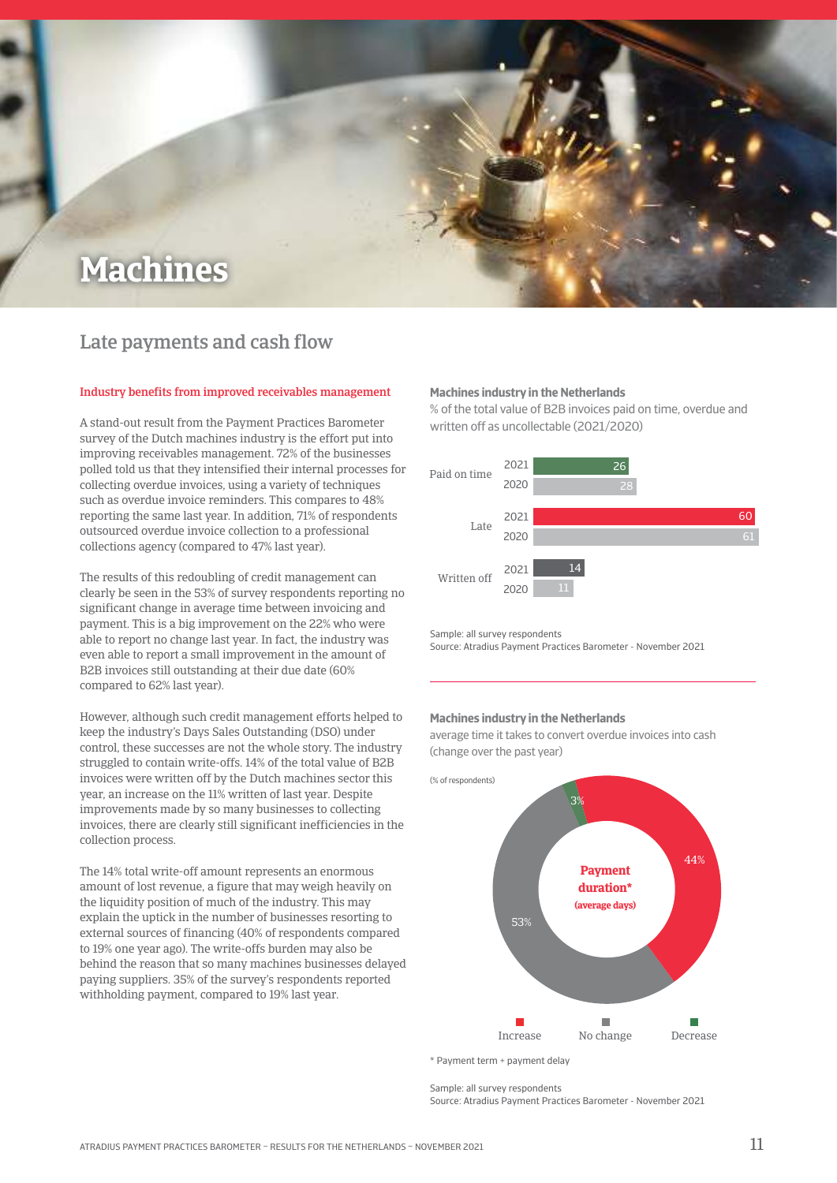# Machines

## Late payments and cash flow

### Industry benefits from improved receivables management

A stand-out result from the Payment Practices Barometer survey of the Dutch machines industry is the effort put into improving receivables management. 72% of the businesses polled told us that they intensified their internal processes for collecting overdue invoices, using a variety of techniques such as overdue invoice reminders. This compares to 48% reporting the same last year. In addition, 71% of respondents outsourced overdue invoice collection to a professional collections agency (compared to 47% last year).

The results of this redoubling of credit management can clearly be seen in the 53% of survey respondents reporting no significant change in average time between invoicing and payment. This is a big improvement on the 22% who were able to report no change last year. In fact, the industry was even able to report a small improvement in the amount of B2B invoices still outstanding at their due date (60% compared to 62% last year).

However, although such credit management efforts helped to keep the industry's Days Sales Outstanding (DSO) under control, these successes are not the whole story. The industry struggled to contain write-offs. 14% of the total value of B2B invoices were written off by the Dutch machines sector this year, an increase on the 11% written of last year. Despite improvements made by so many businesses to collecting invoices, there are clearly still significant inefficiencies in the collection process.

The 14% total write-off amount represents an enormous amount of lost revenue, a figure that may weigh heavily on the liquidity position of much of the industry. This may explain the uptick in the number of businesses resorting to external sources of financing (40% of respondents compared to 19% one year ago). The write-offs burden may also be behind the reason that so many machines businesses delayed paying suppliers. 35% of the survey's respondents reported withholding payment, compared to 19% last year.

**Machines industry in the Netherlands**

% of the total value of B2B invoices paid on time, overdue and written off as uncollectable (2021/2020)

| | 2021 | 2020 |
|---|---|---|
| Paid on time | 26 | 28 |
| Late | 60 | 61 |
| Written off | 14 | 11 |

Sample: all survey respondents
Source: Atradius Payment Practices Barometer - November 2021

**Machines industry in the Netherlands**

average time it takes to convert overdue invoices into cash (change over the past year)

(% of respondents)

Payment duration* (average days)

| | % of respondents |
|---|---|
| Increase | 44% |
| No change | 53% |
| Decrease | 3% |

\* Payment term + payment delay

Sample: all survey respondents
Source: Atradius Payment Practices Barometer - November 2021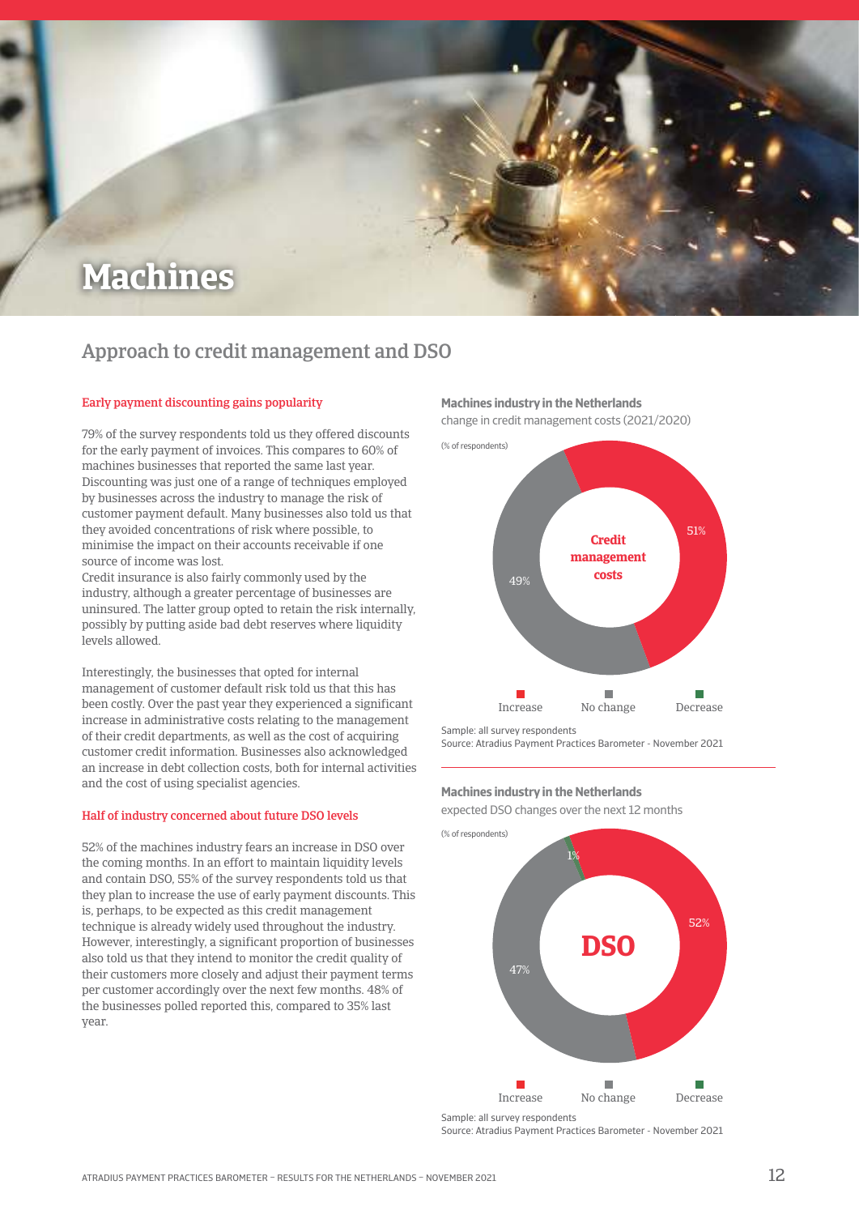# Machines

## Approach to credit management and DSO

### Early payment discounting gains popularity

79% of the survey respondents told us they offered discounts for the early payment of invoices. This compares to 60% of machines businesses that reported the same last year. Discounting was just one of a range of techniques employed by businesses across the industry to manage the risk of customer payment default. Many businesses also told us that they avoided concentrations of risk where possible, to minimise the impact on their accounts receivable if one source of income was lost.
Credit insurance is also fairly commonly used by the industry, although a greater percentage of businesses are uninsured. The latter group opted to retain the risk internally, possibly by putting aside bad debt reserves where liquidity levels allowed.

Interestingly, the businesses that opted for internal management of customer default risk told us that this has been costly. Over the past year they experienced a significant increase in administrative costs relating to the management of their credit departments, as well as the cost of acquiring customer credit information. Businesses also acknowledged an increase in debt collection costs, both for internal activities and the cost of using specialist agencies.

### Half of industry concerned about future DSO levels

52% of the machines industry fears an increase in DSO over the coming months. In an effort to maintain liquidity levels and contain DSO, 55% of the survey respondents told us that they plan to increase the use of early payment discounts. This is, perhaps, to be expected as this credit management technique is already widely used throughout the industry. However, interestingly, a significant proportion of businesses also told us that they intend to monitor the credit quality of their customers more closely and adjust their payment terms per customer accordingly over the next few months. 48% of the businesses polled reported this, compared to 35% last year.

**Machines industry in the Netherlands**
change in credit management costs (2021/2020)

(% of respondents)

| Credit management costs | % |
|---|---|
| Increase | 51% |
| No change | 49% |
| Decrease | |

Sample: all survey respondents
Source: Atradius Payment Practices Barometer - November 2021

**Machines industry in the Netherlands**
expected DSO changes over the next 12 months

(% of respondents)

| DSO | % |
|---|---|
| Increase | 52% |
| No change | 47% |
| Decrease | 1% |

Sample: all survey respondents
Source: Atradius Payment Practices Barometer - November 2021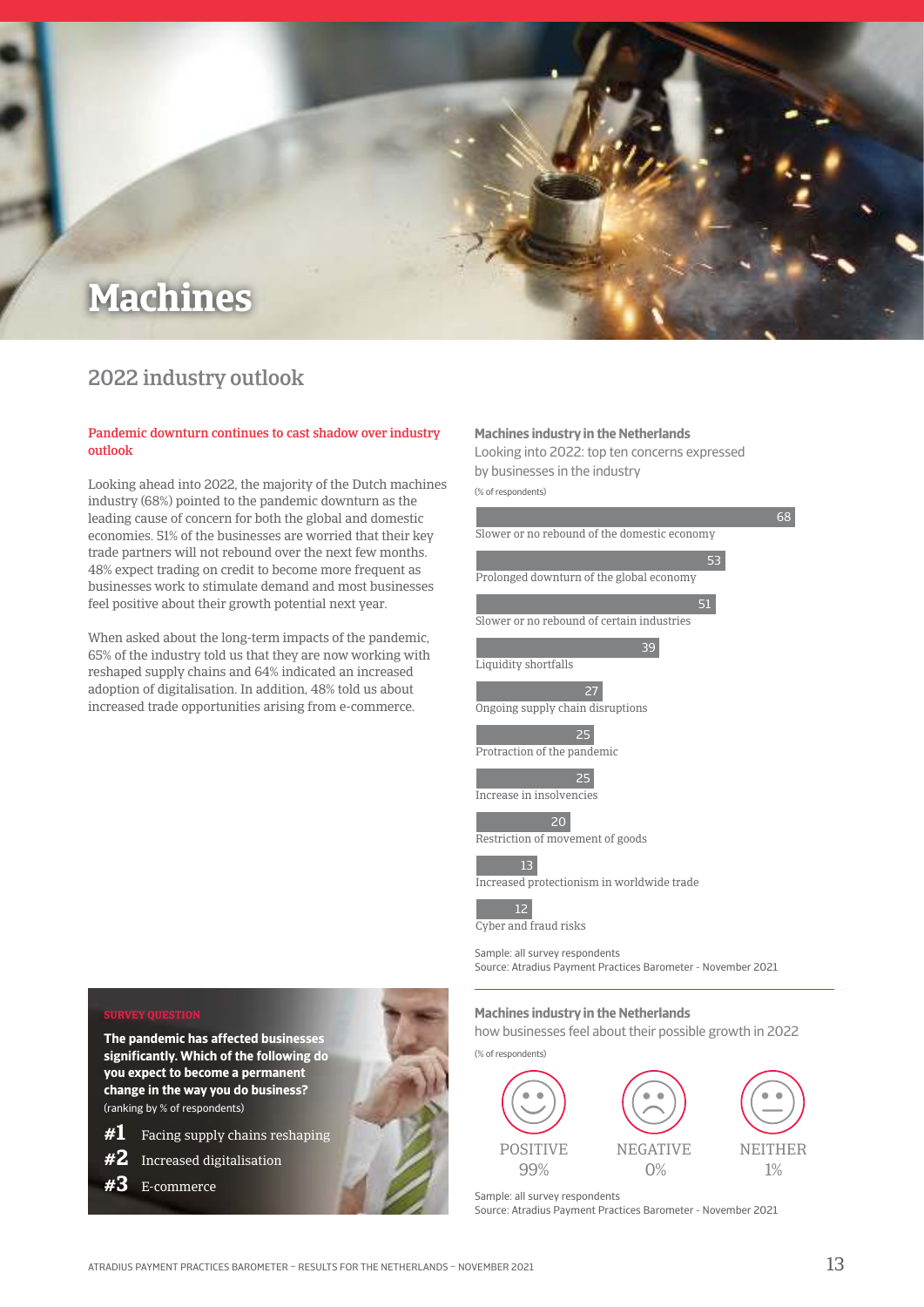# Machines

## 2022 industry outlook

**Pandemic downturn continues to cast shadow over industry outlook**

Looking ahead into 2022, the majority of the Dutch machines industry (68%) pointed to the pandemic downturn as the leading cause of concern for both the global and domestic economies. 51% of the businesses are worried that their key trade partners will not rebound over the next few months. 48% expect trading on credit to become more frequent as businesses work to stimulate demand and most businesses feel positive about their growth potential next year.

When asked about the long-term impacts of the pandemic, 65% of the industry told us that they are now working with reshaped supply chains and 64% indicated an increased adoption of digitalisation. In addition, 48% told us about increased trade opportunities arising from e-commerce.

**Machines industry in the Netherlands**

Looking into 2022: top ten concerns expressed by businesses in the industry

(% of respondents)

| Concern | % |
|---|---|
| Slower or no rebound of the domestic economy | 68 |
| Prolonged downturn of the global economy | 53 |
| Slower or no rebound of certain industries | 51 |
| Liquidity shortfalls | 39 |
| Ongoing supply chain disruptions | 27 |
| Protraction of the pandemic | 25 |
| Increase in insolvencies | 25 |
| Restriction of movement of goods | 20 |
| Increased protectionism in worldwide trade | 13 |
| Cyber and fraud risks | 12 |

Sample: all survey respondents
Source: Atradius Payment Practices Barometer - November 2021

**SURVEY QUESTION**

**The pandemic has affected businesses significantly. Which of the following do you expect to become a permanent change in the way you do business?**

(ranking by % of respondents)

**#1** Facing supply chains reshaping
**#2** Increased digitalisation
**#3** E-commerce

**Machines industry in the Netherlands**

how businesses feel about their possible growth in 2022

(% of respondents)

| POSITIVE | NEGATIVE | NEITHER |
|---|---|---|
| 99% | 0% | 1% |

Sample: all survey respondents
Source: Atradius Payment Practices Barometer - November 2021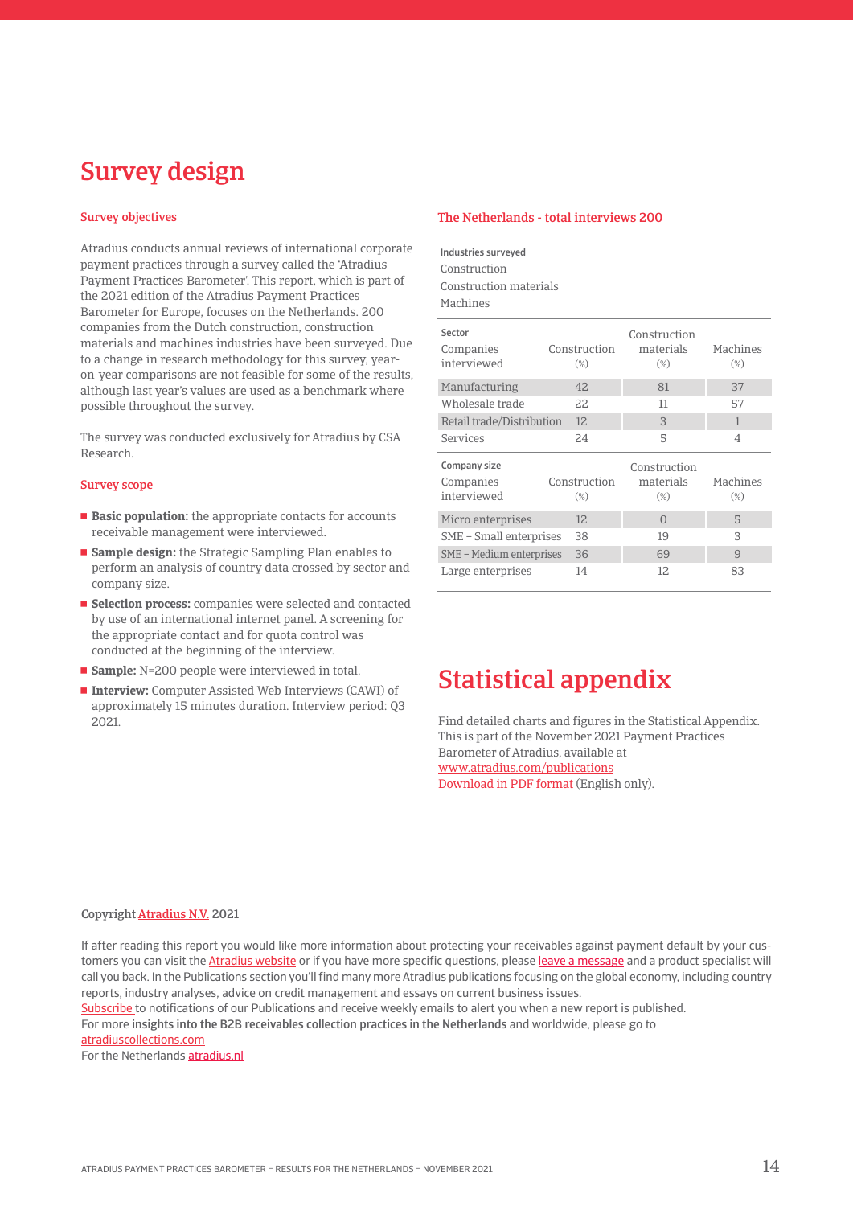# Survey design

### Survey objectives

Atradius conducts annual reviews of international corporate payment practices through a survey called the 'Atradius Payment Practices Barometer'. This report, which is part of the 2021 edition of the Atradius Payment Practices Barometer for Europe, focuses on the Netherlands. 200 companies from the Dutch construction, construction materials and machines industries have been surveyed. Due to a change in research methodology for this survey, year-on-year comparisons are not feasible for some of the results, although last year's values are used as a benchmark where possible throughout the survey.

The survey was conducted exclusively for Atradius by CSA Research.

### Survey scope

- **Basic population:** the appropriate contacts for accounts receivable management were interviewed.
- **Sample design:** the Strategic Sampling Plan enables to perform an analysis of country data crossed by sector and company size.
- **Selection process:** companies were selected and contacted by use of an international internet panel. A screening for the appropriate contact and for quota control was conducted at the beginning of the interview.
- **Sample:** N=200 people were interviewed in total.
- **Interview:** Computer Assisted Web Interviews (CAWI) of approximately 15 minutes duration. Interview period: Q3 2021.

### The Netherlands - total interviews 200

**Industries surveyed**

Construction
Construction materials
Machines

| Sector<br>Companies interviewed | Construction (%) | Construction materials (%) | Machines (%) |
|---|---|---|---|
| Manufacturing | 42 | 81 | 37 |
| Wholesale trade | 22 | 11 | 57 |
| Retail trade/Distribution | 12 | 3 | 1 |
| Services | 24 | 5 | 4 |

| Company size<br>Companies interviewed | Construction (%) | Construction materials (%) | Machines (%) |
|---|---|---|---|
| Micro enterprises | 12 | 0 | 5 |
| SME – Small enterprises | 38 | 19 | 3 |
| SME – Medium enterprises | 36 | 69 | 9 |
| Large enterprises | 14 | 12 | 83 |

# Statistical appendix

Find detailed charts and figures in the Statistical Appendix. This is part of the November 2021 Payment Practices Barometer of Atradius, available at
www.atradius.com/publications
Download in PDF format (English only).

Copyright Atradius N.V. 2021

If after reading this report you would like more information about protecting your receivables against payment default by your customers you can visit the Atradius website or if you have more specific questions, please leave a message and a product specialist will call you back. In the Publications section you'll find many more Atradius publications focusing on the global economy, including country reports, industry analyses, advice on credit management and essays on current business issues.
Subscribe to notifications of our Publications and receive weekly emails to alert you when a new report is published.
For more **insights into the B2B receivables collection practices in the Netherlands** and worldwide, please go to atradiuscollections.com
For the Netherlands atradius.nl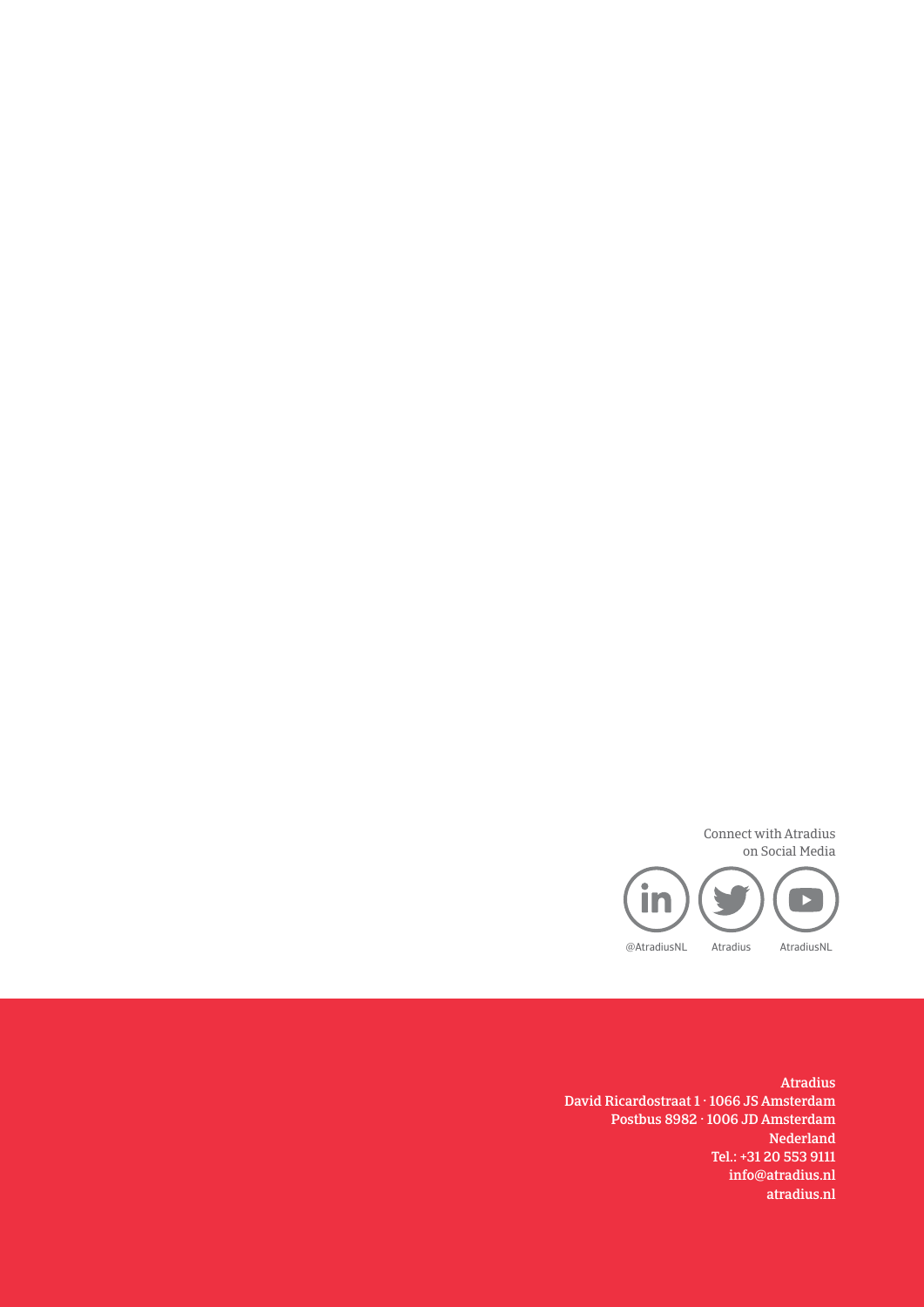Connect with Atradius
on Social Media

@AtradiusNL Atradius AtradiusNL

**Atradius**
David Ricardostraat 1 · 1066 JS Amsterdam
Postbus 8982 · 1006 JD Amsterdam
Nederland
Tel.: +31 20 553 9111
info@atradius.nl
atradius.nl